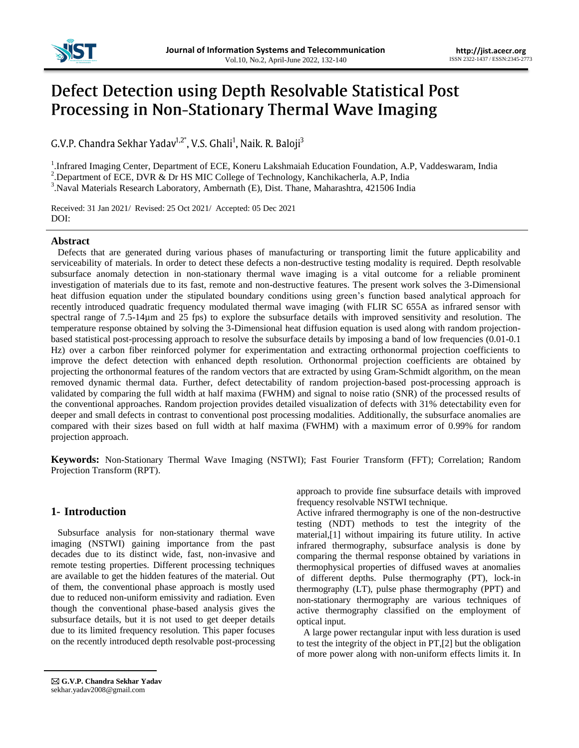# Defect Detection using Depth Resolvable Statistical Post Processing in Non-Stationary Thermal Wave Imaging

G.V.P. Chandra Sekhar Yadav[1,2*], V.S. Ghali[1], Naik. R. Baloji[3]

[1].Infrared Imaging Center, Department of ECE, Koneru Lakshmaiah Education Foundation, A.P, Vaddeswaram, India
[2].Department of ECE, DVR & Dr HS MIC College of Technology, Kanchikacherla, A.P, India
[3].Naval Materials Research Laboratory, Ambernath (E), Dist. Thane, Maharashtra, 421506 India

Received: 31 Jan 2021/ Revised: 25 Oct 2021/ Accepted: 05 Dec 2021
DOI:

## Abstract

Defects that are generated during various phases of manufacturing or transporting limit the future applicability and serviceability of materials. In order to detect these defects a non-destructive testing modality is required. Depth resolvable subsurface anomaly detection in non-stationary thermal wave imaging is a vital outcome for a reliable prominent investigation of materials due to its fast, remote and non-destructive features. The present work solves the 3-Dimensional heat diffusion equation under the stipulated boundary conditions using green's function based analytical approach for recently introduced quadratic frequency modulated thermal wave imaging (with FLIR SC 655A as infrared sensor with spectral range of 7.5-14µm and 25 fps) to explore the subsurface details with improved sensitivity and resolution. The temperature response obtained by solving the 3-Dimensional heat diffusion equation is used along with random projection-based statistical post-processing approach to resolve the subsurface details by imposing a band of low frequencies (0.01-0.1 Hz) over a carbon fiber reinforced polymer for experimentation and extracting orthonormal projection coefficients to improve the defect detection with enhanced depth resolution. Orthonormal projection coefficients are obtained by projecting the orthonormal features of the random vectors that are extracted by using Gram-Schmidt algorithm, on the mean removed dynamic thermal data. Further, defect detectability of random projection-based post-processing approach is validated by comparing the full width at half maxima (FWHM) and signal to noise ratio (SNR) of the processed results of the conventional approaches. Random projection provides detailed visualization of defects with 31% detectability even for deeper and small defects in contrast to conventional post processing modalities. Additionally, the subsurface anomalies are compared with their sizes based on full width at half maxima (FWHM) with a maximum error of 0.99% for random projection approach.

**Keywords:** Non-Stationary Thermal Wave Imaging (NSTWI); Fast Fourier Transform (FFT); Correlation; Random Projection Transform (RPT).

## 1- Introduction

Subsurface analysis for non-stationary thermal wave imaging (NSTWI) gaining importance from the past decades due to its distinct wide, fast, non-invasive and remote testing properties. Different processing techniques are available to get the hidden features of the material. Out of them, the conventional phase approach is mostly used due to reduced non-uniform emissivity and radiation. Even though the conventional phase-based analysis gives the subsurface details, but it is not used to get deeper details due to its limited frequency resolution. This paper focuses on the recently introduced depth resolvable post-processing approach to provide fine subsurface details with improved frequency resolvable NSTWI technique.

Active infrared thermography is one of the non-destructive testing (NDT) methods to test the integrity of the material,[1] without impairing its future utility. In active infrared thermography, subsurface analysis is done by comparing the thermal response obtained by variations in thermophysical properties of diffused waves at anomalies of different depths. Pulse thermography (PT), lock-in thermography (LT), pulse phase thermography (PPT) and non-stationary thermography are various techniques of active thermography classified on the employment of optical input.

A large power rectangular input with less duration is used to test the integrity of the object in PT,[2] but the obligation of more power along with non-uniform effects limits it. In

✉ **G.V.P. Chandra Sekhar Yadav**
sekhar.yadav2008@gmail.com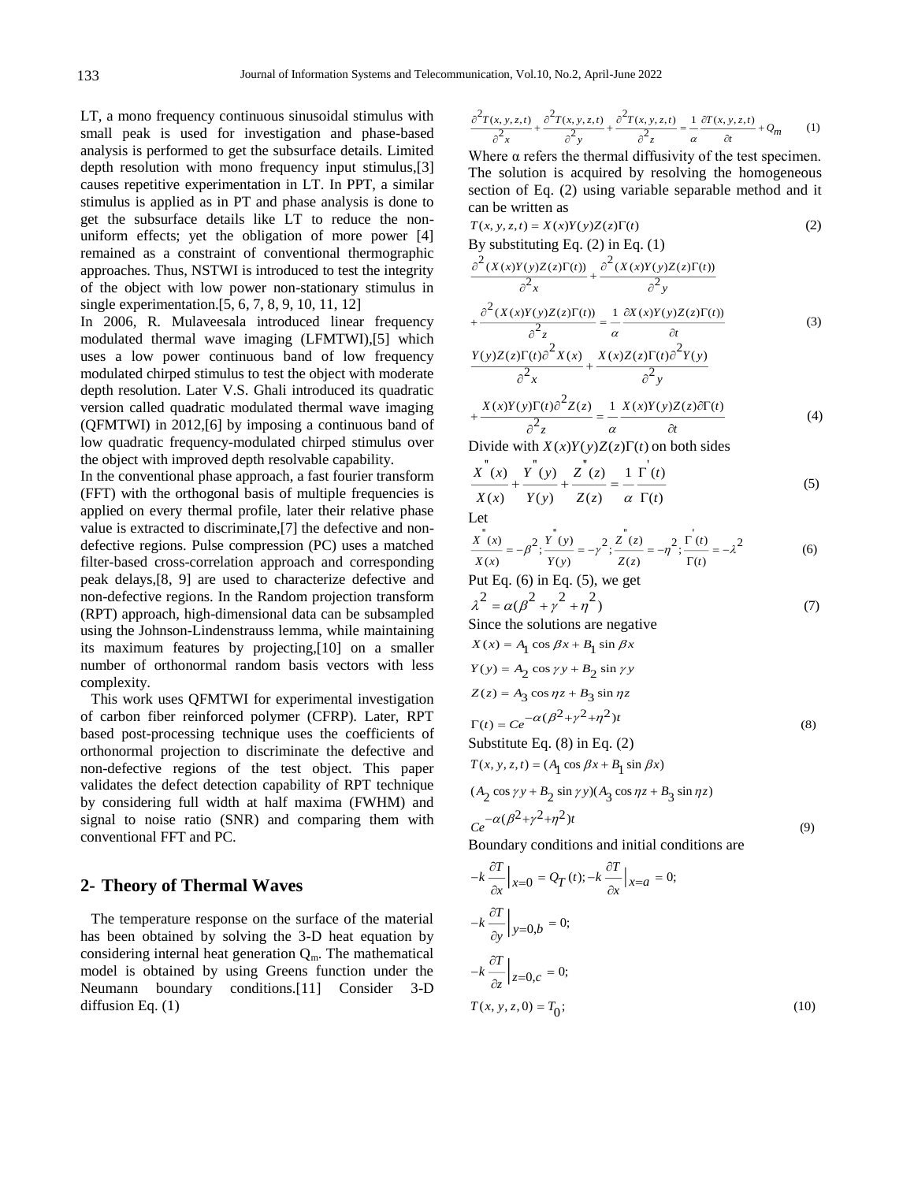LT, a mono frequency continuous sinusoidal stimulus with small peak is used for investigation and phase-based analysis is performed to get the subsurface details. Limited depth resolution with mono frequency input stimulus,[3] causes repetitive experimentation in LT. In PPT, a similar stimulus is applied as in PT and phase analysis is done to get the subsurface details like LT to reduce the non-uniform effects; yet the obligation of more power [4] remained as a constraint of conventional thermographic approaches. Thus, NSTWI is introduced to test the integrity of the object with low power non-stationary stimulus in single experimentation.[5, 6, 7, 8, 9, 10, 11, 12]

In 2006, R. Mulaveesala introduced linear frequency modulated thermal wave imaging (LFMTWI),[5] which uses a low power continuous band of low frequency modulated chirped stimulus to test the object with moderate depth resolution. Later V.S. Ghali introduced its quadratic version called quadratic modulated thermal wave imaging (QFMTWI) in 2012,[6] by imposing a continuous band of low quadratic frequency-modulated chirped stimulus over the object with improved depth resolvable capability.

In the conventional phase approach, a fast fourier transform (FFT) with the orthogonal basis of multiple frequencies is applied on every thermal profile, later their relative phase value is extracted to discriminate,[7] the defective and non-defective regions. Pulse compression (PC) uses a matched filter-based cross-correlation approach and corresponding peak delays,[8, 9] are used to characterize defective and non-defective regions. In the Random projection transform (RPT) approach, high-dimensional data can be subsampled using the Johnson-Lindenstrauss lemma, while maintaining its maximum features by projecting,[10] on a smaller number of orthonormal random basis vectors with less complexity.

This work uses QFMTWI for experimental investigation of carbon fiber reinforced polymer (CFRP). Later, RPT based post-processing technique uses the coefficients of orthonormal projection to discriminate the defective and non-defective regions of the test object. This paper validates the defect detection capability of RPT technique by considering full width at half maxima (FWHM) and signal to noise ratio (SNR) and comparing them with conventional FFT and PC.

## 2- Theory of Thermal Waves

The temperature response on the surface of the material has been obtained by solving the 3-D heat equation by considering internal heat generation $Q_m$. The mathematical model is obtained by using Greens function under the Neumann boundary conditions.[11] Consider 3-D diffusion Eq. (1)

$$\frac{\partial^2 T(x,y,z,t)}{\partial^2 x}+\frac{\partial^2 T(x,y,z,t)}{\partial^2 y}+\frac{\partial^2 T(x,y,z,t)}{\partial^2 z}=\frac{1}{\alpha}\frac{\partial T(x,y,z,t)}{\partial t}+Q_m \tag{1}$$

Where α refers the thermal diffusivity of the test specimen. The solution is acquired by resolving the homogeneous section of Eq. (2) using variable separable method and it can be written as

$$T(x,y,z,t)=X(x)Y(y)Z(z)\Gamma(t) \tag{2}$$

By substituting Eq. (2) in Eq. (1)

$$\frac{\partial^2 (X(x)Y(y)Z(z)\Gamma(t))}{\partial^2 x}+\frac{\partial^2 (X(x)Y(y)Z(z)\Gamma(t))}{\partial^2 y}+\frac{\partial^2 (X(x)Y(y)Z(z)\Gamma(t))}{\partial^2 z}=\frac{1}{\alpha}\frac{\partial X(x)Y(y)Z(z)\Gamma(t))}{\partial t} \tag{3}$$

$$\frac{Y(y)Z(z)\Gamma(t)\partial^2 X(x)}{\partial^2 x}+\frac{X(x)Z(z)\Gamma(t)\partial^2 Y(y)}{\partial^2 y}+\frac{X(x)Y(y)\Gamma(t)\partial^2 Z(z)}{\partial^2 z}=\frac{1}{\alpha}\frac{X(x)Y(y)Z(z)\partial\Gamma(t)}{\partial t} \tag{4}$$

Divide with $X(x)Y(y)Z(z)\Gamma(t)$ on both sides

$$\frac{X''(x)}{X(x)}+\frac{Y''(y)}{Y(y)}+\frac{Z''(z)}{Z(z)}=\frac{1}{\alpha}\frac{\Gamma'(t)}{\Gamma(t)} \tag{5}$$

Let

$$\frac{X''(x)}{X(x)}=-\beta^2;\ \frac{Y''(y)}{Y(y)}=-\gamma^2;\ \frac{Z''(z)}{Z(z)}=-\eta^2;\ \frac{\Gamma'(t)}{\Gamma(t)}=-\lambda^2 \tag{6}$$

Put Eq. (6) in Eq. (5), we get

$$\lambda^2=\alpha(\beta^2+\gamma^2+\eta^2) \tag{7}$$

Since the solutions are negative

$$X(x)=A_1\cos\beta x+B_1\sin\beta x$$
$$Y(y)=A_2\cos\gamma y+B_2\sin\gamma y$$
$$Z(z)=A_3\cos\eta z+B_3\sin\eta z$$
$$\Gamma(t)=Ce^{-\alpha(\beta^2+\gamma^2+\eta^2)t} \tag{8}$$

Substitute Eq. (8) in Eq. (2)

$$T(x,y,z,t)=(A_1\cos\beta x+B_1\sin\beta x)(A_2\cos\gamma y+B_2\sin\gamma y)(A_3\cos\eta z+B_3\sin\eta z)Ce^{-\alpha(\beta^2+\gamma^2+\eta^2)t} \tag{9}$$

Boundary conditions and initial conditions are

$$-k\frac{\partial T}{\partial x}\Big|_{x=0}=Q_T(t);\ -k\frac{\partial T}{\partial x}\Big|_{x=a}=0;$$
$$-k\frac{\partial T}{\partial y}\Big|_{y=0,b}=0;$$
$$-k\frac{\partial T}{\partial z}\Big|_{z=0,c}=0;$$
$$T(x,y,z,0)=T_0; \tag{10}$$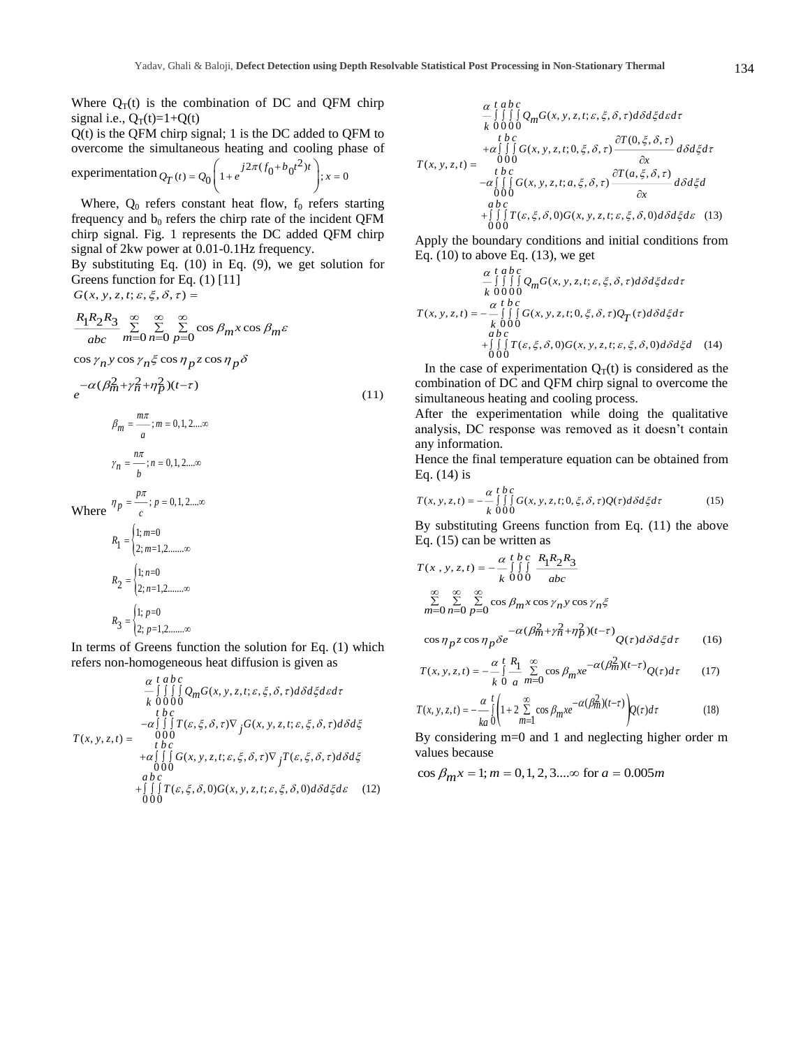Where $Q_T(t)$ is the combination of DC and QFM chirp signal i.e., $Q_T(t)=1+Q(t)$

Q(t) is the QFM chirp signal; 1 is the DC added to QFM to overcome the simultaneous heating and cooling phase of experimentation $Q_T(t) = Q_0\left(1+e^{j2\pi(f_0+b_0t^2)t}\right); x=0$

Where, $Q_0$ refers constant heat flow, $f_0$ refers starting frequency and $b_0$ refers the chirp rate of the incident QFM chirp signal. Fig. 1 represents the DC added QFM chirp signal of 2kw power at 0.01-0.1Hz frequency.

By substituting Eq. (10) in Eq. (9), we get solution for Greens function for Eq. (1) [11]

$$G(x,y,z,t;\varepsilon,\xi,\delta,\tau) = \frac{R_1R_2R_3}{abc}\sum_{m=0}^{\infty}\sum_{n=0}^{\infty}\sum_{p=0}^{\infty}\cos\beta_m x\cos\beta_m\varepsilon \cos\gamma_n y\cos\gamma_n\xi\cos\eta_p z\cos\eta_p\delta\, e^{-\alpha(\beta_m^2+\gamma_n^2+\eta_p^2)(t-\tau)} \tag{11}$$

Where

$$\beta_m = \frac{m\pi}{a}; m=0,1,2....\infty$$

$$\gamma_n = \frac{n\pi}{b}; n=0,1,2....\infty$$

$$\eta_p = \frac{p\pi}{c}; p=0,1,2....\infty$$

$$R_1 = \begin{cases}1; m=0\\ 2; m=1,2.......\infty\end{cases}$$

$$R_2 = \begin{cases}1; n=0\\ 2; n=1,2.......\infty\end{cases}$$

$$R_3 = \begin{cases}1; p=0\\ 2; p=1,2.......\infty\end{cases}$$

In terms of Greens function the solution for Eq. (1) which refers non-homogeneous heat diffusion is given as

$$\begin{aligned}T(x,y,z,t) = &\frac{\alpha}{k}\int_0^t\int_0^a\int_0^b\int_0^c Q_m G(x,y,z,t;\varepsilon,\xi,\delta,\tau)\,d\delta\, d\xi\, d\varepsilon\, d\tau\\ &-\alpha\int_0^t\int_0^b\int_0^c T(\varepsilon,\xi,\delta,\tau)\nabla_j G(x,y,z,t;\varepsilon,\xi,\delta,\tau)\,d\delta\, d\xi\\ &+\alpha\int_0^t\int_0^b\int_0^c G(x,y,z,t;\varepsilon,\xi,\delta,\tau)\nabla_j T(\varepsilon,\xi,\delta,\tau)\,d\delta\, d\xi\\ &+\int_0^a\int_0^b\int_0^c T(\varepsilon,\xi,\delta,0)G(x,y,z,t;\varepsilon,\xi,\delta,0)\,d\delta\, d\xi\, d\varepsilon\end{aligned} \tag{12}$$

$$\begin{aligned}T(x,y,z,t) = &\frac{\alpha}{k}\int_0^t\int_0^a\int_0^b\int_0^c Q_m G(x,y,z,t;\varepsilon,\xi,\delta,\tau)\,d\delta\, d\xi\, d\varepsilon\, d\tau\\ &+\alpha\int_0^t\int_0^b\int_0^c G(x,y,z,t;0,\xi,\delta,\tau)\frac{\partial T(0,\xi,\delta,\tau)}{\partial x}\,d\delta\, d\xi\, d\tau\\ &-\alpha\int_0^t\int_0^b\int_0^c G(x,y,z,t;a,\xi,\delta,\tau)\frac{\partial T(a,\xi,\delta,\tau)}{\partial x}\,d\delta\, d\xi\, d\\ &+\int_0^a\int_0^b\int_0^c T(\varepsilon,\xi,\delta,0)G(x,y,z,t;\varepsilon,\xi,\delta,0)\,d\delta\, d\xi\, d\varepsilon\end{aligned} \tag{13}$$

Apply the boundary conditions and initial conditions from Eq. (10) to above Eq. (13), we get

$$\begin{aligned}T(x,y,z,t) = &\frac{\alpha}{k}\int_0^t\int_0^a\int_0^b\int_0^c Q_m G(x,y,z,t;\varepsilon,\xi,\delta,\tau)\,d\delta\, d\xi\, d\varepsilon\, d\tau\\ &-\frac{\alpha}{k}\int_0^t\int_0^b\int_0^c G(x,y,z,t;0,\xi,\delta,\tau)Q_T(\tau)\,d\delta\, d\xi\, d\tau\\ &+\int_0^a\int_0^b\int_0^c T(\varepsilon,\xi,\delta,0)G(x,y,z,t;\varepsilon,\xi,\delta,0)\,d\delta\, d\xi\, d\end{aligned} \tag{14}$$

In the case of experimentation $Q_T(t)$ is considered as the combination of DC and QFM chirp signal to overcome the simultaneous heating and cooling process.

After the experimentation while doing the qualitative analysis, DC response was removed as it doesn't contain any information.

Hence the final temperature equation can be obtained from Eq. (14) is

$$T(x,y,z,t) = -\frac{\alpha}{k}\int_0^t\int_0^b\int_0^c G(x,y,z,t;0,\xi,\delta,\tau)Q(\tau)\,d\delta\, d\xi\, d\tau \tag{15}$$

By substituting Greens function from Eq. (11) the above Eq. (15) can be written as

$$T(x,y,z,t) = -\frac{\alpha}{k}\int_0^t\int_0^b\int_0^c \frac{R_1R_2R_3}{abc}\sum_{m=0}^{\infty}\sum_{n=0}^{\infty}\sum_{p=0}^{\infty}\cos\beta_m x\cos\gamma_n y\cos\gamma_n\xi\cos\eta_p z\cos\eta_p\delta\, e^{-\alpha(\beta_m^2+\gamma_n^2+\eta_p^2)(t-\tau)}Q(\tau)\,d\delta\, d\xi\, d\tau \tag{16}$$

$$T(x,y,z,t) = -\frac{\alpha}{k}\int_0^t\frac{R_1}{a}\sum_{m=0}^{\infty}\cos\beta_m x e^{-\alpha(\beta_m^2)(t-\tau)}Q(\tau)\,d\tau \tag{17}$$

$$T(x,y,z,t) = -\frac{\alpha}{ka}\int_0^t\left(1+2\sum_{m=1}^{\infty}\cos\beta_m x e^{-\alpha(\beta_m^2)(t-\tau)}\right)Q(\tau)\,d\tau \tag{18}$$

By considering m=0 and 1 and neglecting higher order m values because

$\cos\beta_m x = 1; m=0,1,2,3....\infty$ for $a = 0.005m$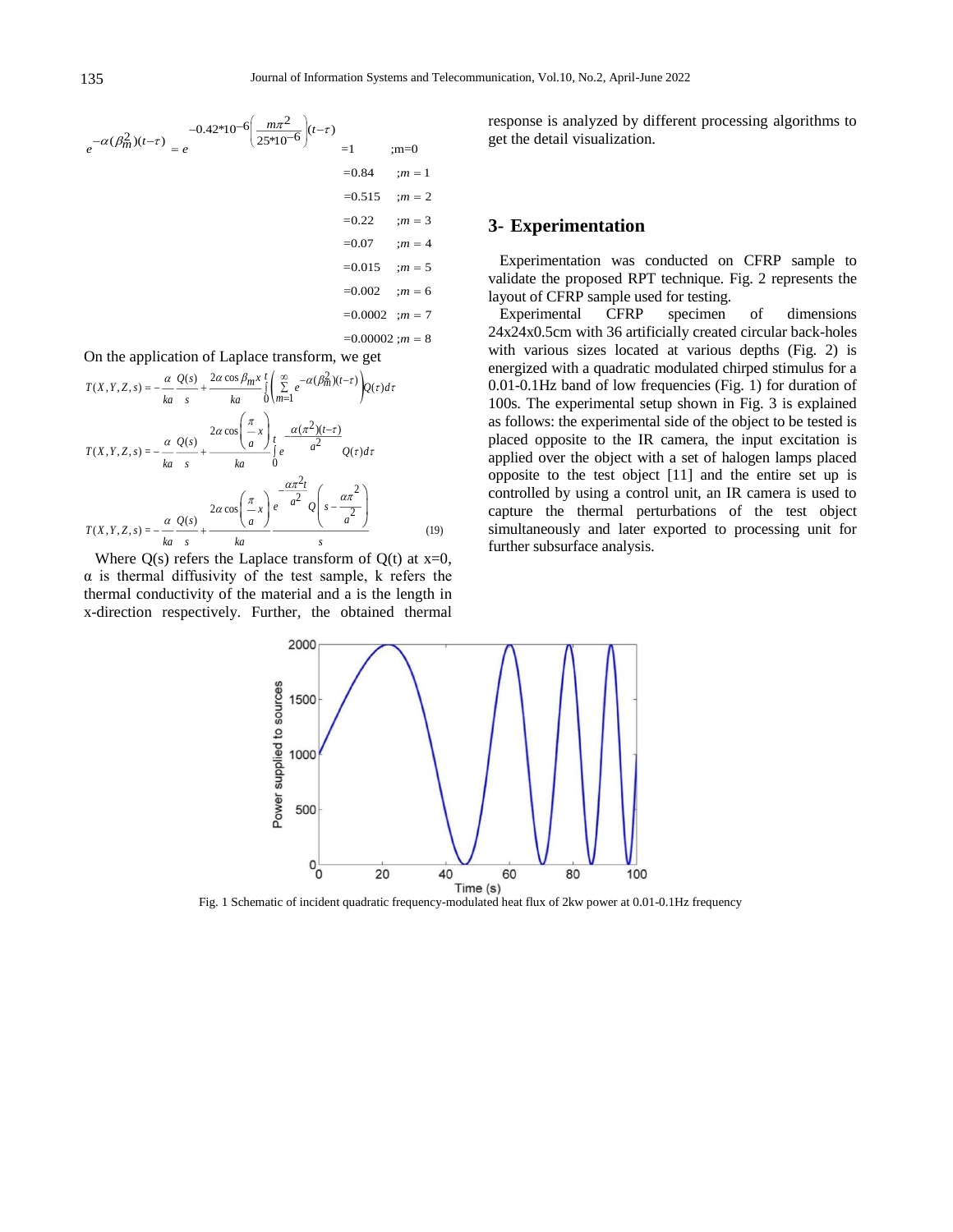$$e^{-\alpha(\beta_m^2)(t-\tau)} = e^{-0.42*10^{-6}\left(\frac{m\pi^2}{25*10^{-6}}\right)(t-\tau)} \begin{aligned} &=1 &&;m=0 \\ &=0.84 &&;m=1 \\ &=0.515 &&;m=2 \\ &=0.22 &&;m=3 \\ &=0.07 &&;m=4 \\ &=0.015 &&;m=5 \\ &=0.002 &&;m=6 \\ &=0.0002 &&;m=7 \\ &=0.00002 &&;m=8 \end{aligned}$$

On the application of Laplace transform, we get

$$T(X,Y,Z,s) = -\frac{\alpha}{ka}\frac{Q(s)}{s} + \frac{2\alpha\cos\beta_m x}{ka}\int_0^t\left(\sum_{m=1}^{\infty} e^{-\alpha(\beta_m^2)(t-\tau)}\right)Q(\tau)d\tau$$

$$T(X,Y,Z,s) = -\frac{\alpha}{ka}\frac{Q(s)}{s} + \frac{2\alpha\cos\left(\frac{\pi}{a}x\right)}{ka}\int_0^t e^{-\frac{\alpha(\pi^2)(t-\tau)}{a^2}}Q(\tau)d\tau$$

$$T(X,Y,Z,s) = -\frac{\alpha}{ka}\frac{Q(s)}{s} + \frac{2\alpha\cos\left(\frac{\pi}{a}x\right)}{ka}\frac{e^{-\frac{\alpha\pi^2 t}{a^2}}Q\left(s-\frac{\alpha\pi^2}{a^2}\right)}{s} \quad (19)$$

Where Q(s) refers the Laplace transform of Q(t) at x=0, α is thermal diffusivity of the test sample, k refers the thermal conductivity of the material and a is the length in x-direction respectively. Further, the obtained thermal response is analyzed by different processing algorithms to get the detail visualization.

## 3- Experimentation

Experimentation was conducted on CFRP sample to validate the proposed RPT technique. Fig. 2 represents the layout of CFRP sample used for testing.

Experimental CFRP specimen of dimensions 24x24x0.5cm with 36 artificially created circular back-holes with various sizes located at various depths (Fig. 2) is energized with a quadratic modulated chirped stimulus for a 0.01-0.1Hz band of low frequencies (Fig. 1) for duration of 100s. The experimental setup shown in Fig. 3 is explained as follows: the experimental side of the object to be tested is placed opposite to the IR camera, the input excitation is applied over the object with a set of halogen lamps placed opposite to the test object [11] and the entire set up is controlled by using a control unit, an IR camera is used to capture the thermal perturbations of the test object simultaneously and later exported to processing unit for further subsurface analysis.

Fig. 1 Schematic of incident quadratic frequency-modulated heat flux of 2kw power at 0.01-0.1Hz frequency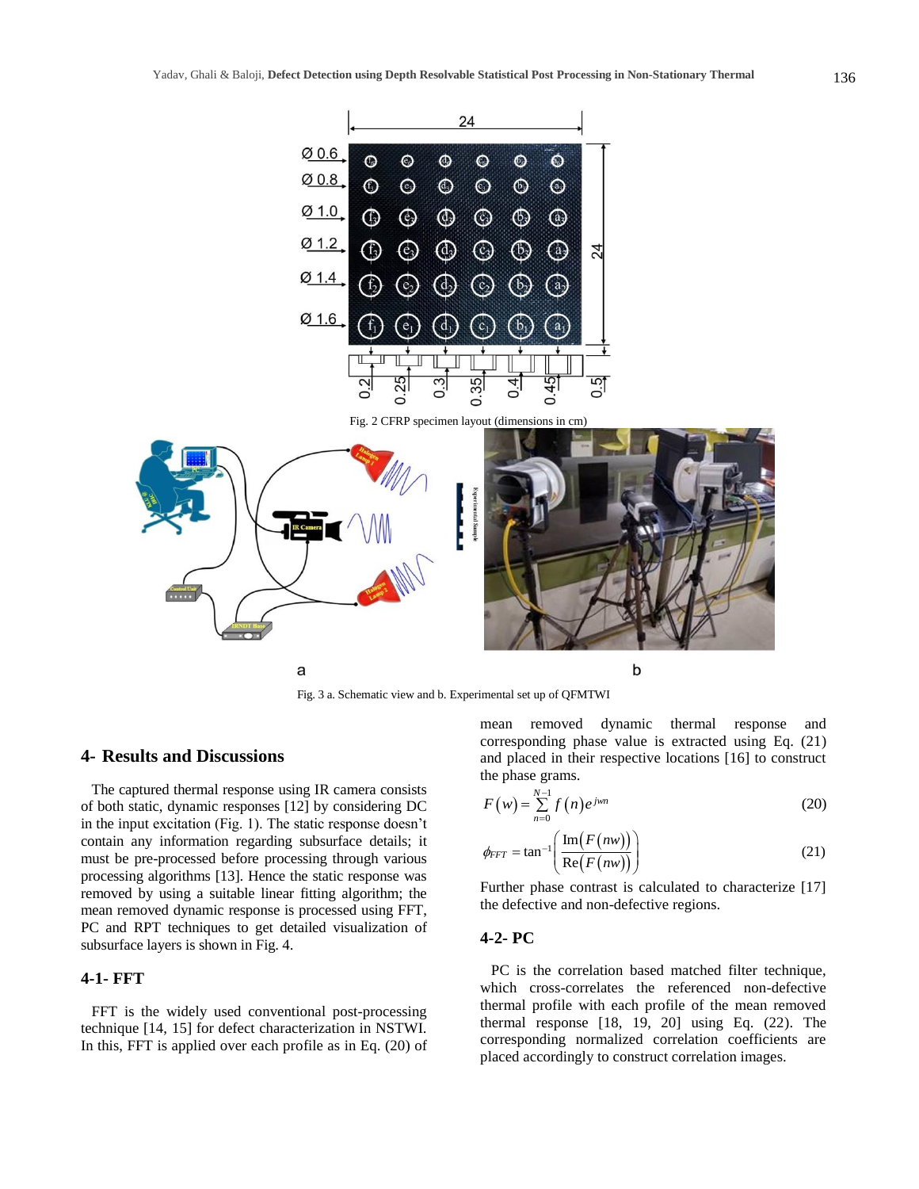Fig. 2 CFRP specimen layout (dimensions in cm)

Fig. 3 a. Schematic view and b. Experimental set up of QFMTWI

## 4- Results and Discussions

The captured thermal response using IR camera consists of both static, dynamic responses [12] by considering DC in the input excitation (Fig. 1). The static response doesn't contain any information regarding subsurface details; it must be pre-processed before processing through various processing algorithms [13]. Hence the static response was removed by using a suitable linear fitting algorithm; the mean removed dynamic response is processed using FFT, PC and RPT techniques to get detailed visualization of subsurface layers is shown in Fig. 4.

### 4-1- FFT

FFT is the widely used conventional post-processing technique [14, 15] for defect characterization in NSTWI. In this, FFT is applied over each profile as in Eq. (20) of mean removed dynamic thermal response and corresponding phase value is extracted using Eq. (21) and placed in their respective locations [16] to construct the phase grams.

$$F(w) = \sum_{n=0}^{N-1} f(n) e^{jwn} \tag{20}$$

$$\phi_{FFT} = \tan^{-1}\left(\frac{\mathrm{Im}(F(nw))}{\mathrm{Re}(F(nw))}\right) \tag{21}$$

Further phase contrast is calculated to characterize [17] the defective and non-defective regions.

### 4-2- PC

PC is the correlation based matched filter technique, which cross-correlates the referenced non-defective thermal profile with each profile of the mean removed thermal response [18, 19, 20] using Eq. (22). The corresponding normalized correlation coefficients are placed accordingly to construct correlation images.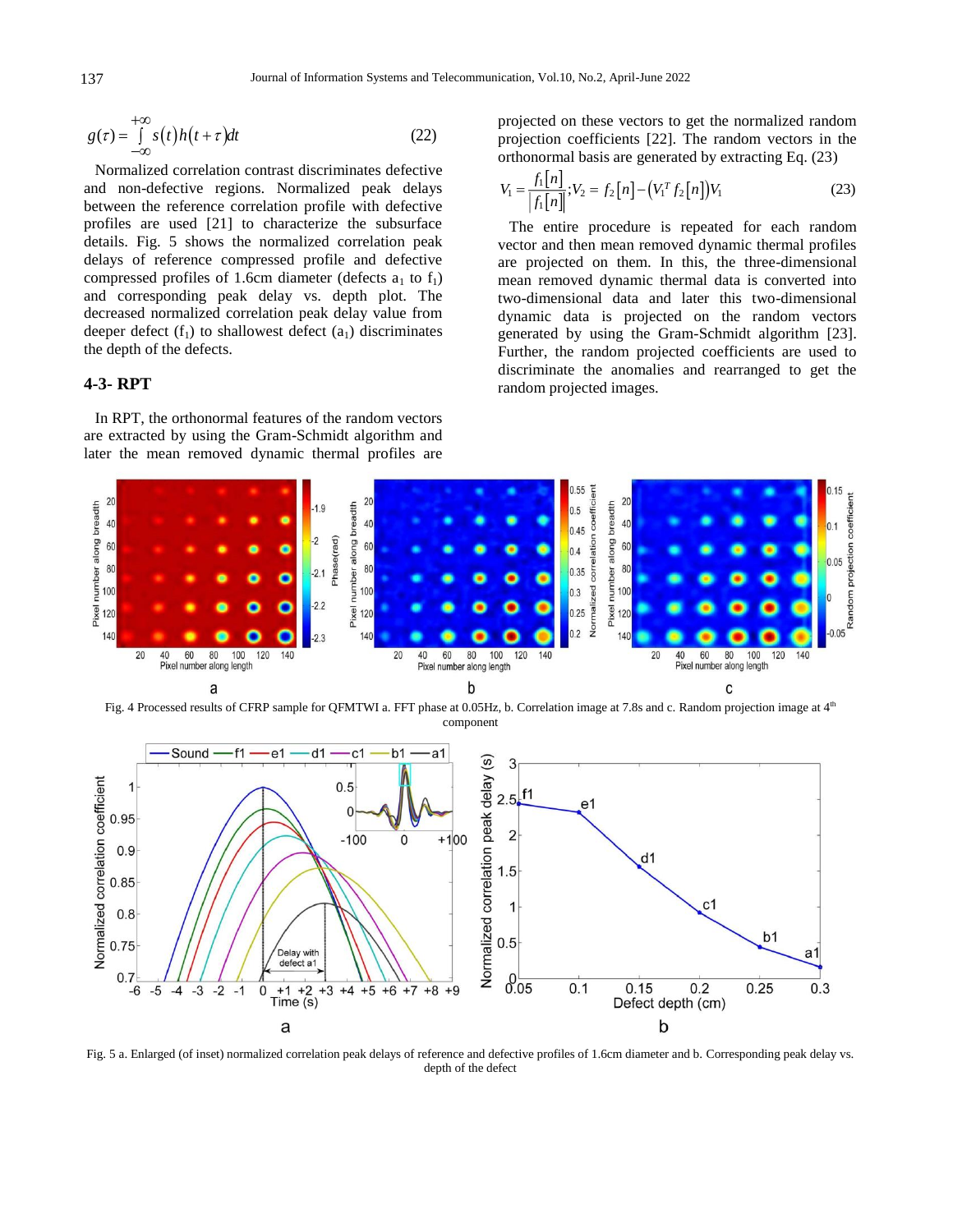$$g(\tau) = \int_{-\infty}^{+\infty} s(t)h(t+\tau)dt \tag{22}$$

Normalized correlation contrast discriminates defective and non-defective regions. Normalized peak delays between the reference correlation profile with defective profiles are used [21] to characterize the subsurface details. Fig. 5 shows the normalized correlation peak delays of reference compressed profile and defective compressed profiles of 1.6cm diameter (defects $a_1$ to $f_1$) and corresponding peak delay vs. depth plot. The decreased normalized correlation peak delay value from deeper defect ($f_1$) to shallowest defect ($a_1$) discriminates the depth of the defects.

### 4-3- RPT

In RPT, the orthonormal features of the random vectors are extracted by using the Gram-Schmidt algorithm and later the mean removed dynamic thermal profiles are projected on these vectors to get the normalized random projection coefficients [22]. The random vectors in the orthonormal basis are generated by extracting Eq. (23)

$$V_1 = \frac{f_1[n]}{|f_1[n]|}; V_2 = f_2[n] - \left(V_1^T f_2[n]\right)V_1 \tag{23}$$

The entire procedure is repeated for each random vector and then mean removed dynamic thermal profiles are projected on them. In this, the three-dimensional mean removed dynamic thermal data is converted into two-dimensional data and later this two-dimensional dynamic data is projected on the random vectors generated by using the Gram-Schmidt algorithm [23]. Further, the random projected coefficients are used to discriminate the anomalies and rearranged to get the random projected images.

Fig. 4 Processed results of CFRP sample for QFMTWI a. FFT phase at 0.05Hz, b. Correlation image at 7.8s and c. Random projection image at 4th component

Fig. 5 a. Enlarged (of inset) normalized correlation peak delays of reference and defective profiles of 1.6cm diameter and b. Corresponding peak delay vs. depth of the defect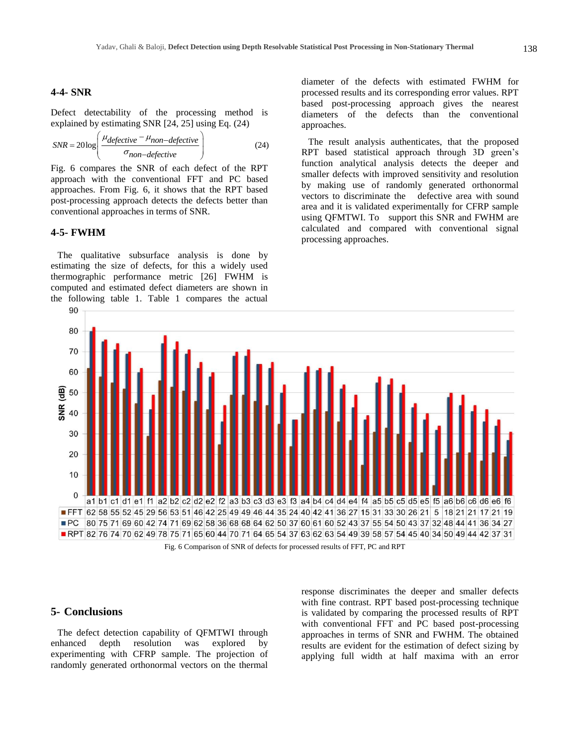### 4-4- SNR

Defect detectability of the processing method is explained by estimating SNR [24, 25] using Eq. (24)

$$SNR = 20\log\left(\frac{\mu_{defective} - \mu_{non-defective}}{\sigma_{non-defective}}\right) \tag{24}$$

Fig. 6 compares the SNR of each defect of the RPT approach with the conventional FFT and PC based approaches. From Fig. 6, it shows that the RPT based post-processing approach detects the defects better than conventional approaches in terms of SNR.

### 4-5- FWHM

The qualitative subsurface analysis is done by estimating the size of defects, for this a widely used thermographic performance metric [26] FWHM is computed and estimated defect diameters are shown in the following table 1. Table 1 compares the actual diameter of the defects with estimated FWHM for processed results and its corresponding error values. RPT based post-processing approach gives the nearest diameters of the defects than the conventional approaches.

The result analysis authenticates, that the proposed RPT based statistical approach through 3D green's function analytical analysis detects the deeper and smaller defects with improved sensitivity and resolution by making use of randomly generated orthonormal vectors to discriminate the defective area with sound area and it is validated experimentally for CFRP sample using QFMTWI. To support this SNR and FWHM are calculated and compared with conventional signal processing approaches.

| | a1 | b1 | c1 | d1 | e1 | f1 | a2 | b2 | c2 | d2 | e2 | f2 | a3 | b3 | c3 | d3 | e3 | f3 | a4 | b4 | c4 | d4 | e4 | f4 | a5 | b5 | c5 | d5 | e5 | f5 | a6 | b6 | c6 | d6 | e6 | f6 |
|---|---|---|---|---|---|---|---|---|---|---|---|---|---|---|---|---|---|---|---|---|---|---|---|---|---|---|---|---|---|---|---|---|---|---|---|---|
| FFT | 62 | 58 | 55 | 52 | 45 | 29 | 56 | 53 | 51 | 46 | 42 | 25 | 49 | 49 | 46 | 44 | 35 | 24 | 40 | 42 | 41 | 36 | 27 | 15 | 31 | 33 | 30 | 26 | 21 | 5 | 18 | 21 | 21 | 17 | 21 | 19 |
| PC | 80 | 75 | 71 | 69 | 60 | 42 | 74 | 71 | 69 | 62 | 58 | 36 | 68 | 68 | 64 | 62 | 50 | 37 | 60 | 61 | 60 | 52 | 43 | 37 | 55 | 54 | 50 | 43 | 37 | 32 | 48 | 44 | 41 | 36 | 34 | 27 |
| RPT | 82 | 76 | 74 | 70 | 62 | 49 | 78 | 75 | 71 | 65 | 60 | 44 | 70 | 71 | 64 | 65 | 54 | 37 | 63 | 62 | 63 | 54 | 49 | 39 | 58 | 57 | 54 | 45 | 40 | 34 | 50 | 49 | 44 | 42 | 37 | 31 |

Fig. 6 Comparison of SNR of defects for processed results of FFT, PC and RPT

## 5- Conclusions

The defect detection capability of QFMTWI through enhanced depth resolution was explored by experimenting with CFRP sample. The projection of randomly generated orthonormal vectors on the thermal response discriminates the deeper and smaller defects with fine contrast. RPT based post-processing technique is validated by comparing the processed results of RPT with conventional FFT and PC based post-processing approaches in terms of SNR and FWHM. The obtained results are evident for the estimation of defect sizing by applying full width at half maxima with an error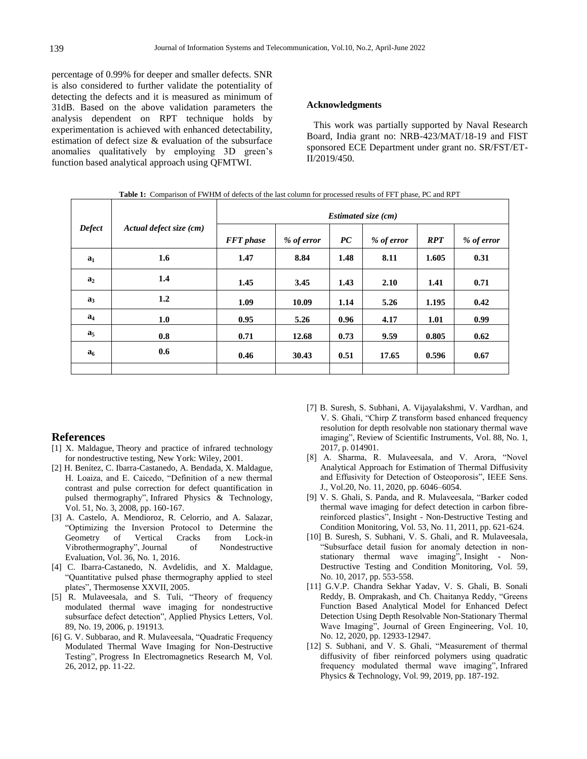percentage of 0.99% for deeper and smaller defects. SNR is also considered to further validate the potentiality of detecting the defects and it is measured as minimum of 31dB. Based on the above validation parameters the analysis dependent on RPT technique holds by experimentation is achieved with enhanced detectability, estimation of defect size & evaluation of the subsurface anomalies qualitatively by employing 3D green's function based analytical approach using QFMTWI.

### Acknowledgments

This work was partially supported by Naval Research Board, India grant no: NRB-423/MAT/18-19 and FIST sponsored ECE Department under grant no. SR/FST/ET-II/2019/450.

**Table 1:** Comparison of FWHM of defects of the last column for processed results of FFT phase, PC and RPT

| *Defect* | *Actual defect size (cm)* | *Estimated size (cm)* | | | | | |
|---|---|---|---|---|---|---|---|
| | | *FFT phase* | *% of error* | *PC* | *% of error* | *RPT* | *% of error* |
| $a_1$ | 1.6 | 1.47 | 8.84 | 1.48 | 8.11 | 1.605 | 0.31 |
| $a_2$ | 1.4 | 1.45 | 3.45 | 1.43 | 2.10 | 1.41 | 0.71 |
| $a_3$ | 1.2 | 1.09 | 10.09 | 1.14 | 5.26 | 1.195 | 0.42 |
| $a_4$ | 1.0 | 0.95 | 5.26 | 0.96 | 4.17 | 1.01 | 0.99 |
| $a_5$ | 0.8 | 0.71 | 12.68 | 0.73 | 9.59 | 0.805 | 0.62 |
| $a_6$ | 0.6 | 0.46 | 30.43 | 0.51 | 17.65 | 0.596 | 0.67 |
| | | | | | | | |

## References

[1] X. Maldague, Theory and practice of infrared technology for nondestructive testing, New York: Wiley, 2001.

[2] H. Benítez, C. Ibarra-Castanedo, A. Bendada, X. Maldague, H. Loaiza, and E. Caicedo, "Definition of a new thermal contrast and pulse correction for defect quantification in pulsed thermography", Infrared Physics & Technology, Vol. 51, No. 3, 2008, pp. 160-167.

[3] A. Castelo, A. Mendioroz, R. Celorrio, and A. Salazar, "Optimizing the Inversion Protocol to Determine the Geometry of Vertical Cracks from Lock-in Vibrothermography", Journal of Nondestructive Evaluation, Vol. 36, No. 1, 2016.

[4] C. Ibarra-Castanedo, N. Avdelidis, and X. Maldague, "Quantitative pulsed phase thermography applied to steel plates", Thermosense XXVII, 2005.

[5] R. Mulaveesala, and S. Tuli, "Theory of frequency modulated thermal wave imaging for nondestructive subsurface defect detection", Applied Physics Letters, Vol. 89, No. 19, 2006, p. 191913.

[6] G. V. Subbarao, and R. Mulaveesala, "Quadratic Frequency Modulated Thermal Wave Imaging for Non-Destructive Testing", Progress In Electromagnetics Research M, Vol. 26, 2012, pp. 11-22.

[7] B. Suresh, S. Subhani, A. Vijayalakshmi, V. Vardhan, and V. S. Ghali, "Chirp Z transform based enhanced frequency resolution for depth resolvable non stationary thermal wave imaging", Review of Scientific Instruments, Vol. 88, No. 1, 2017, p. 014901.

[8] A. Sharma, R. Mulaveesala, and V. Arora, "Novel Analytical Approach for Estimation of Thermal Diffusivity and Effusivity for Detection of Osteoporosis", IEEE Sens. J., Vol.20, No. 11, 2020, pp. 6046–6054.

[9] V. S. Ghali, S. Panda, and R. Mulaveesala, "Barker coded thermal wave imaging for defect detection in carbon fibre-reinforced plastics", Insight - Non-Destructive Testing and Condition Monitoring, Vol. 53, No. 11, 2011, pp. 621-624.

[10] B. Suresh, S. Subhani, V. S. Ghali, and R. Mulaveesala, "Subsurface detail fusion for anomaly detection in non-stationary thermal wave imaging", Insight - Non-Destructive Testing and Condition Monitoring, Vol. 59, No. 10, 2017, pp. 553-558.

[11] G.V.P. Chandra Sekhar Yadav, V. S. Ghali, B. Sonali Reddy, B. Omprakash, and Ch. Chaitanya Reddy, "Greens Function Based Analytical Model for Enhanced Defect Detection Using Depth Resolvable Non-Stationary Thermal Wave Imaging", Journal of Green Engineering, Vol. 10, No. 12, 2020, pp. 12933-12947.

[12] S. Subhani, and V. S. Ghali, "Measurement of thermal diffusivity of fiber reinforced polymers using quadratic frequency modulated thermal wave imaging", Infrared Physics & Technology, Vol. 99, 2019, pp. 187-192.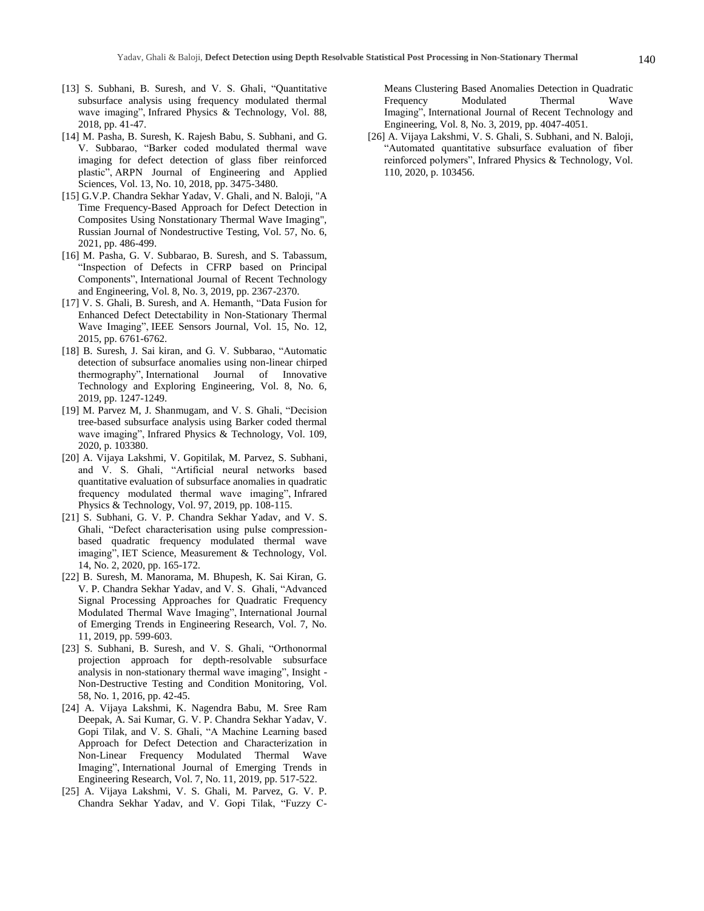[13] S. Subhani, B. Suresh, and V. S. Ghali, "Quantitative subsurface analysis using frequency modulated thermal wave imaging", Infrared Physics & Technology, Vol. 88, 2018, pp. 41-47.

[14] M. Pasha, B. Suresh, K. Rajesh Babu, S. Subhani, and G. V. Subbarao, "Barker coded modulated thermal wave imaging for defect detection of glass fiber reinforced plastic", ARPN Journal of Engineering and Applied Sciences, Vol. 13, No. 10, 2018, pp. 3475-3480.

[15] G.V.P. Chandra Sekhar Yadav, V. Ghali, and N. Baloji, "A Time Frequency-Based Approach for Defect Detection in Composites Using Nonstationary Thermal Wave Imaging", Russian Journal of Nondestructive Testing, Vol. 57, No. 6, 2021, pp. 486-499.

[16] M. Pasha, G. V. Subbarao, B. Suresh, and S. Tabassum, "Inspection of Defects in CFRP based on Principal Components", International Journal of Recent Technology and Engineering, Vol. 8, No. 3, 2019, pp. 2367-2370.

[17] V. S. Ghali, B. Suresh, and A. Hemanth, "Data Fusion for Enhanced Defect Detectability in Non-Stationary Thermal Wave Imaging", IEEE Sensors Journal, Vol. 15, No. 12, 2015, pp. 6761-6762.

[18] B. Suresh, J. Sai kiran, and G. V. Subbarao, "Automatic detection of subsurface anomalies using non-linear chirped thermography", International Journal of Innovative Technology and Exploring Engineering, Vol. 8, No. 6, 2019, pp. 1247-1249.

[19] M. Parvez M, J. Shanmugam, and V. S. Ghali, "Decision tree-based subsurface analysis using Barker coded thermal wave imaging", Infrared Physics & Technology, Vol. 109, 2020, p. 103380.

[20] A. Vijaya Lakshmi, V. Gopitilak, M. Parvez, S. Subhani, and V. S. Ghali, "Artificial neural networks based quantitative evaluation of subsurface anomalies in quadratic frequency modulated thermal wave imaging", Infrared Physics & Technology, Vol. 97, 2019, pp. 108-115.

[21] S. Subhani, G. V. P. Chandra Sekhar Yadav, and V. S. Ghali, "Defect characterisation using pulse compression-based quadratic frequency modulated thermal wave imaging", IET Science, Measurement & Technology, Vol. 14, No. 2, 2020, pp. 165-172.

[22] B. Suresh, M. Manorama, M. Bhupesh, K. Sai Kiran, G. V. P. Chandra Sekhar Yadav, and V. S. Ghali, "Advanced Signal Processing Approaches for Quadratic Frequency Modulated Thermal Wave Imaging", International Journal of Emerging Trends in Engineering Research, Vol. 7, No. 11, 2019, pp. 599-603.

[23] S. Subhani, B. Suresh, and V. S. Ghali, "Orthonormal projection approach for depth-resolvable subsurface analysis in non-stationary thermal wave imaging", Insight - Non-Destructive Testing and Condition Monitoring, Vol. 58, No. 1, 2016, pp. 42-45.

[24] A. Vijaya Lakshmi, K. Nagendra Babu, M. Sree Ram Deepak, A. Sai Kumar, G. V. P. Chandra Sekhar Yadav, V. Gopi Tilak, and V. S. Ghali, "A Machine Learning based Approach for Defect Detection and Characterization in Non-Linear Frequency Modulated Thermal Wave Imaging", International Journal of Emerging Trends in Engineering Research, Vol. 7, No. 11, 2019, pp. 517-522.

[25] A. Vijaya Lakshmi, V. S. Ghali, M. Parvez, G. V. P. Chandra Sekhar Yadav, and V. Gopi Tilak, "Fuzzy C-Means Clustering Based Anomalies Detection in Quadratic Frequency Modulated Thermal Wave Imaging", International Journal of Recent Technology and Engineering, Vol. 8, No. 3, 2019, pp. 4047-4051.

[26] A. Vijaya Lakshmi, V. S. Ghali, S. Subhani, and N. Baloji, "Automated quantitative subsurface evaluation of fiber reinforced polymers", Infrared Physics & Technology, Vol. 110, 2020, p. 103456.